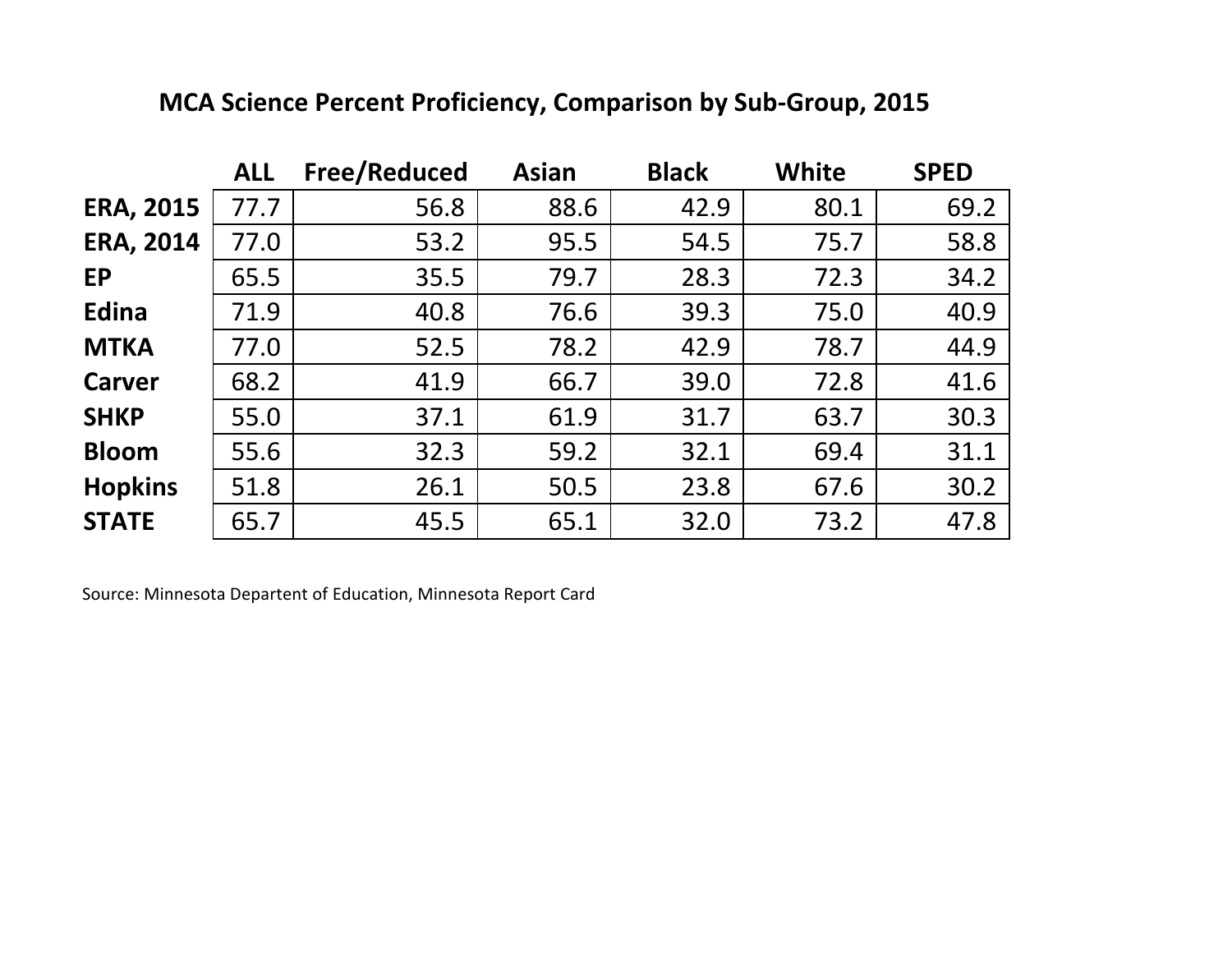# MCA Science Percent Proficiency, Comparison by Sub-Group, 2015

| | ALL | Free/Reduced | Asian | Black | White | SPED |
|---|---|---|---|---|---|---|
| **ERA, 2015** | 77.7 | 56.8 | 88.6 | 42.9 | 80.1 | 69.2 |
| **ERA, 2014** | 77.0 | 53.2 | 95.5 | 54.5 | 75.7 | 58.8 |
| **EP** | 65.5 | 35.5 | 79.7 | 28.3 | 72.3 | 34.2 |
| **Edina** | 71.9 | 40.8 | 76.6 | 39.3 | 75.0 | 40.9 |
| **MTKA** | 77.0 | 52.5 | 78.2 | 42.9 | 78.7 | 44.9 |
| **Carver** | 68.2 | 41.9 | 66.7 | 39.0 | 72.8 | 41.6 |
| **SHKP** | 55.0 | 37.1 | 61.9 | 31.7 | 63.7 | 30.3 |
| **Bloom** | 55.6 | 32.3 | 59.2 | 32.1 | 69.4 | 31.1 |
| **Hopkins** | 51.8 | 26.1 | 50.5 | 23.8 | 67.6 | 30.2 |
| **STATE** | 65.7 | 45.5 | 65.1 | 32.0 | 73.2 | 47.8 |

Source: Minnesota Departent of Education, Minnesota Report Card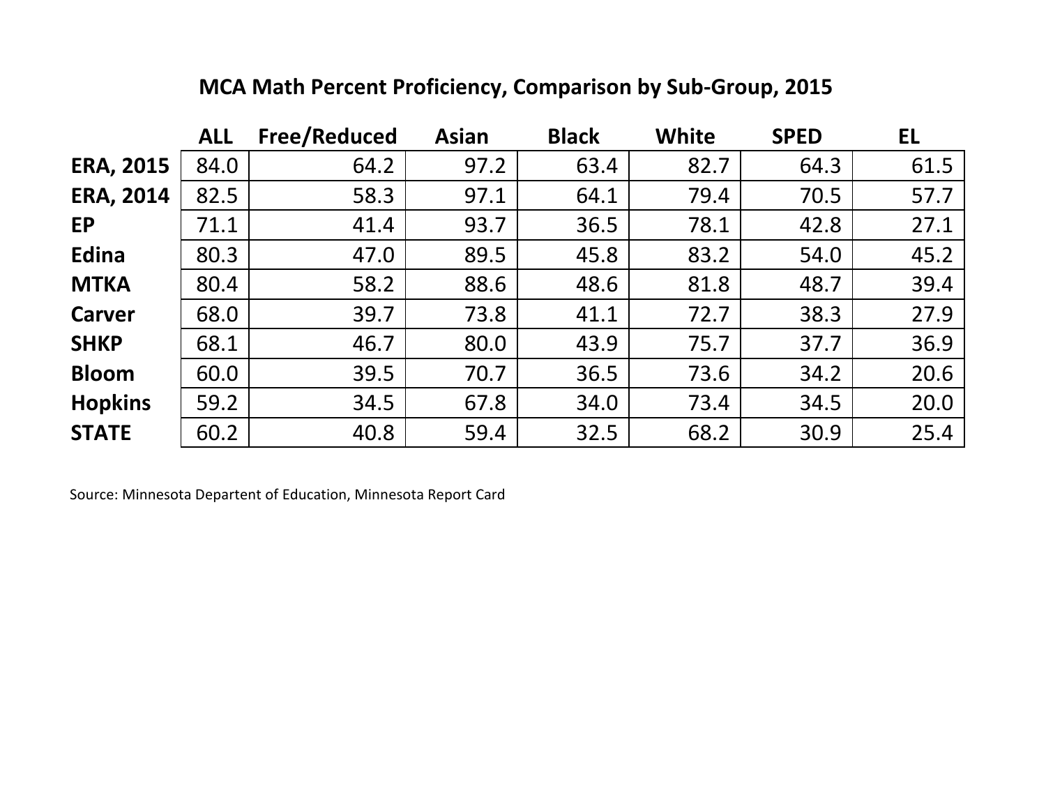## MCA Math Percent Proficiency, Comparison by Sub-Group, 2015

| | ALL | Free/Reduced | Asian | Black | White | SPED | EL |
|---|---|---|---|---|---|---|---|
| **ERA, 2015** | 84.0 | 64.2 | 97.2 | 63.4 | 82.7 | 64.3 | 61.5 |
| **ERA, 2014** | 82.5 | 58.3 | 97.1 | 64.1 | 79.4 | 70.5 | 57.7 |
| **EP** | 71.1 | 41.4 | 93.7 | 36.5 | 78.1 | 42.8 | 27.1 |
| **Edina** | 80.3 | 47.0 | 89.5 | 45.8 | 83.2 | 54.0 | 45.2 |
| **MTKA** | 80.4 | 58.2 | 88.6 | 48.6 | 81.8 | 48.7 | 39.4 |
| **Carver** | 68.0 | 39.7 | 73.8 | 41.1 | 72.7 | 38.3 | 27.9 |
| **SHKP** | 68.1 | 46.7 | 80.0 | 43.9 | 75.7 | 37.7 | 36.9 |
| **Bloom** | 60.0 | 39.5 | 70.7 | 36.5 | 73.6 | 34.2 | 20.6 |
| **Hopkins** | 59.2 | 34.5 | 67.8 | 34.0 | 73.4 | 34.5 | 20.0 |
| **STATE** | 60.2 | 40.8 | 59.4 | 32.5 | 68.2 | 30.9 | 25.4 |

Source: Minnesota Departent of Education, Minnesota Report Card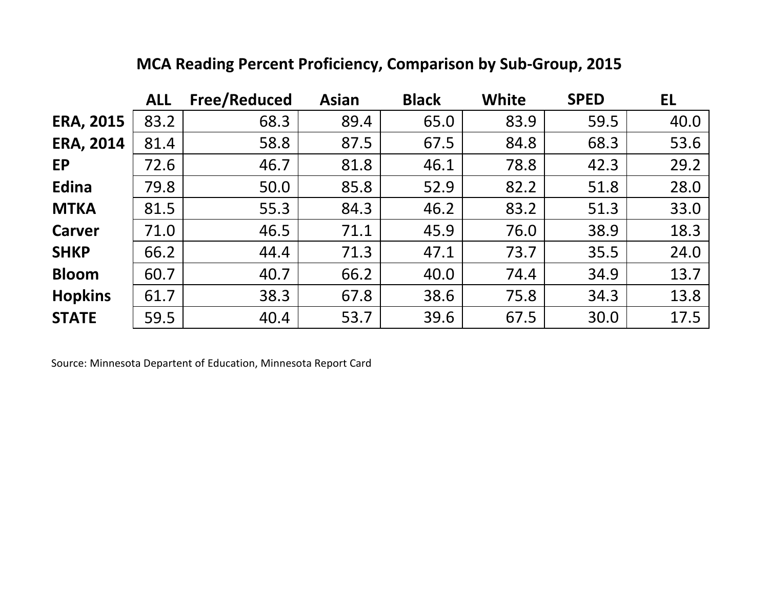## MCA Reading Percent Proficiency, Comparison by Sub-Group, 2015

| | ALL | Free/Reduced | Asian | Black | White | SPED | EL |
|---|---|---|---|---|---|---|---|
| **ERA, 2015** | 83.2 | 68.3 | 89.4 | 65.0 | 83.9 | 59.5 | 40.0 |
| **ERA, 2014** | 81.4 | 58.8 | 87.5 | 67.5 | 84.8 | 68.3 | 53.6 |
| **EP** | 72.6 | 46.7 | 81.8 | 46.1 | 78.8 | 42.3 | 29.2 |
| **Edina** | 79.8 | 50.0 | 85.8 | 52.9 | 82.2 | 51.8 | 28.0 |
| **MTKA** | 81.5 | 55.3 | 84.3 | 46.2 | 83.2 | 51.3 | 33.0 |
| **Carver** | 71.0 | 46.5 | 71.1 | 45.9 | 76.0 | 38.9 | 18.3 |
| **SHKP** | 66.2 | 44.4 | 71.3 | 47.1 | 73.7 | 35.5 | 24.0 |
| **Bloom** | 60.7 | 40.7 | 66.2 | 40.0 | 74.4 | 34.9 | 13.7 |
| **Hopkins** | 61.7 | 38.3 | 67.8 | 38.6 | 75.8 | 34.3 | 13.8 |
| **STATE** | 59.5 | 40.4 | 53.7 | 39.6 | 67.5 | 30.0 | 17.5 |

Source: Minnesota Departent of Education, Minnesota Report Card